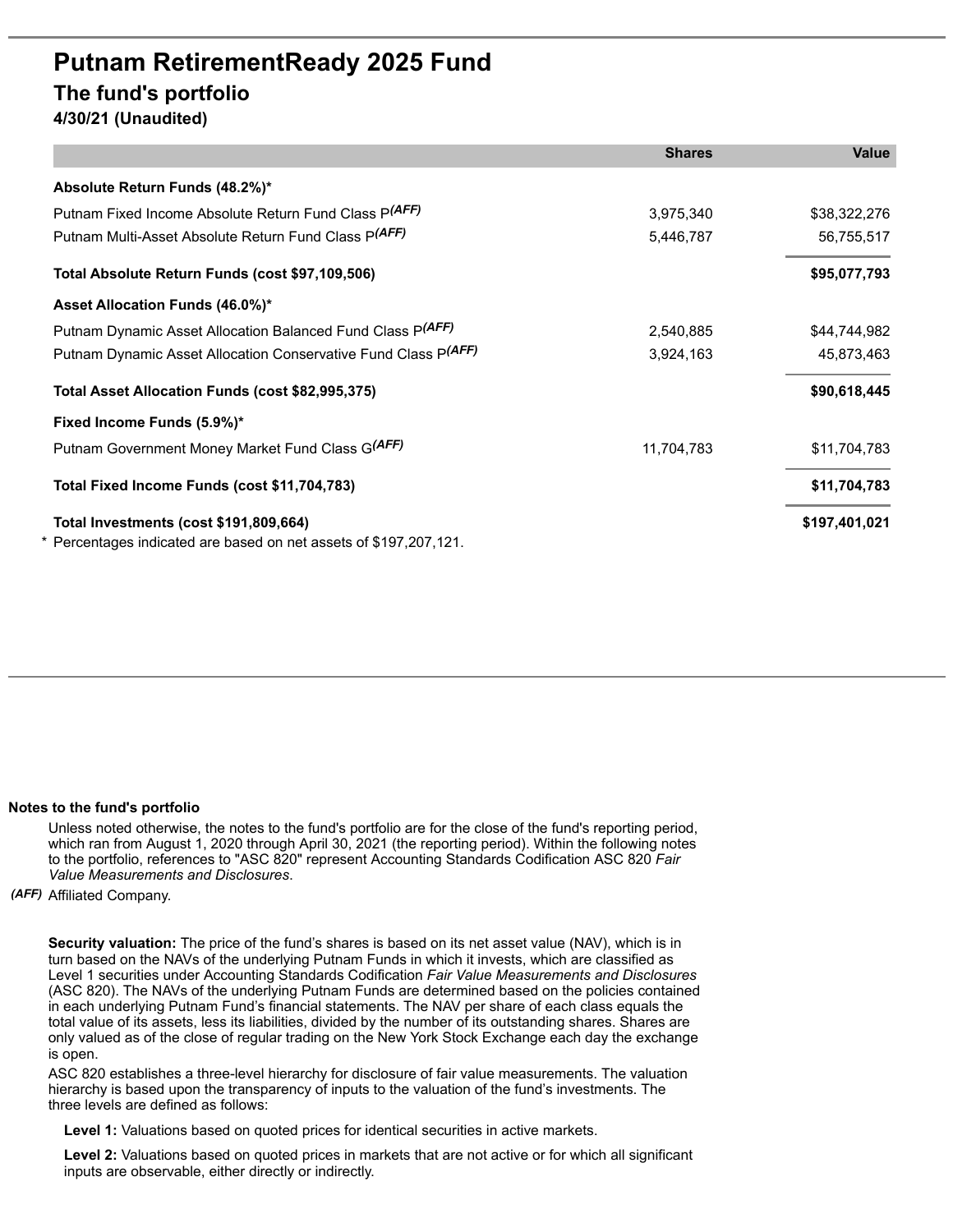# Putnam RetirementReady 2025 Fund

## The fund's portfolio

**4/30/21 (Unaudited)**

| | Shares | Value |
|---|---|---|
| **Absolute Return Funds (48.2%)*** | | |
| Putnam Fixed Income Absolute Return Fund Class P *(AFF)* | 3,975,340 | $38,322,276 |
| Putnam Multi-Asset Absolute Return Fund Class P *(AFF)* | 5,446,787 | 56,755,517 |
| **Total Absolute Return Funds (cost $97,109,506)** | | **$95,077,793** |
| **Asset Allocation Funds (46.0%)*** | | |
| Putnam Dynamic Asset Allocation Balanced Fund Class P *(AFF)* | 2,540,885 | $44,744,982 |
| Putnam Dynamic Asset Allocation Conservative Fund Class P *(AFF)* | 3,924,163 | 45,873,463 |
| **Total Asset Allocation Funds (cost $82,995,375)** | | **$90,618,445** |
| **Fixed Income Funds (5.9%)*** | | |
| Putnam Government Money Market Fund Class G *(AFF)* | 11,704,783 | $11,704,783 |
| **Total Fixed Income Funds (cost $11,704,783)** | | **$11,704,783** |
| **Total Investments (cost $191,809,664)** | | **$197,401,021** |

\* Percentages indicated are based on net assets of $197,207,121.

**Notes to the fund's portfolio**

Unless noted otherwise, the notes to the fund's portfolio are for the close of the fund's reporting period, which ran from August 1, 2020 through April 30, 2021 (the reporting period). Within the following notes to the portfolio, references to "ASC 820" represent Accounting Standards Codification ASC 820 *Fair Value Measurements and Disclosures*.

*(AFF)* Affiliated Company.

**Security valuation:** The price of the fund's shares is based on its net asset value (NAV), which is in turn based on the NAVs of the underlying Putnam Funds in which it invests, which are classified as Level 1 securities under Accounting Standards Codification *Fair Value Measurements and Disclosures* (ASC 820). The NAVs of the underlying Putnam Funds are determined based on the policies contained in each underlying Putnam Fund's financial statements. The NAV per share of each class equals the total value of its assets, less its liabilities, divided by the number of its outstanding shares. Shares are only valued as of the close of regular trading on the New York Stock Exchange each day the exchange is open.

ASC 820 establishes a three-level hierarchy for disclosure of fair value measurements. The valuation hierarchy is based upon the transparency of inputs to the valuation of the fund's investments. The three levels are defined as follows:

**Level 1:** Valuations based on quoted prices for identical securities in active markets.

**Level 2:** Valuations based on quoted prices in markets that are not active or for which all significant inputs are observable, either directly or indirectly.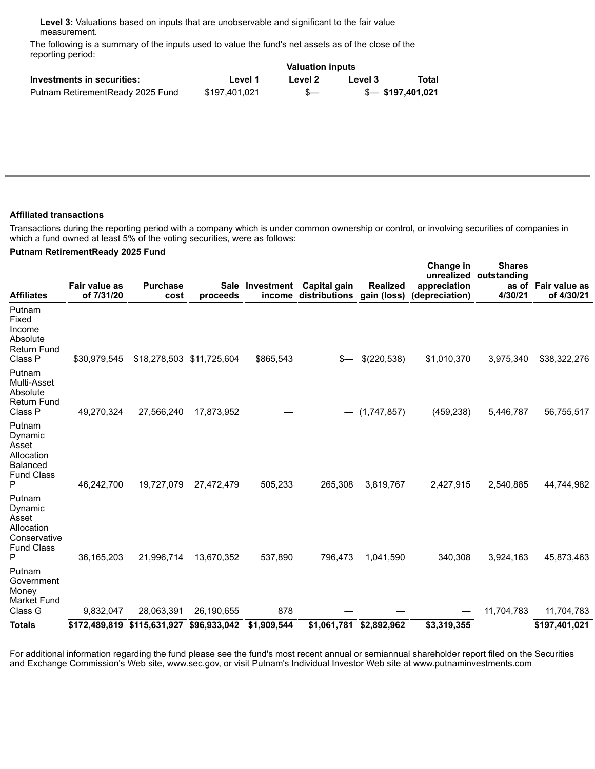**Level 3:** Valuations based on inputs that are unobservable and significant to the fair value measurement.

The following is a summary of the inputs used to value the fund's net assets as of the close of the reporting period:

| | Valuation inputs | | | |
|---|---|---|---|---|
| **Investments in securities:** | **Level 1** | **Level 2** | **Level 3** | **Total** |
| Putnam RetirementReady 2025 Fund | $197,401,021 | $— | $— | **$197,401,021** |

**Affiliated transactions**

Transactions during the reporting period with a company which is under common ownership or control, or involving securities of companies in which a fund owned at least 5% of the voting securities, were as follows:

**Putnam RetirementReady 2025 Fund**

| Affiliates | Fair value as of 7/31/20 | Purchase cost | Sale proceeds | Investment income | Capital gain distributions | Realized gain (loss) | Change in unrealized appreciation (depreciation) | Shares outstanding as of 4/30/21 | Fair value as of 4/30/21 |
|---|---|---|---|---|---|---|---|---|---|
| Putnam Fixed Income Absolute Return Fund Class P | $30,979,545 | $18,278,503 | $11,725,604 | $865,543 | $— | $(220,538) | $1,010,370 | 3,975,340 | $38,322,276 |
| Putnam Multi-Asset Absolute Return Fund Class P | 49,270,324 | 27,566,240 | 17,873,952 | — | — | (1,747,857) | (459,238) | 5,446,787 | 56,755,517 |
| Putnam Dynamic Asset Allocation Balanced Fund Class P | 46,242,700 | 19,727,079 | 27,472,479 | 505,233 | 265,308 | 3,819,767 | 2,427,915 | 2,540,885 | 44,744,982 |
| Putnam Dynamic Asset Allocation Conservative Fund Class P | 36,165,203 | 21,996,714 | 13,670,352 | 537,890 | 796,473 | 1,041,590 | 340,308 | 3,924,163 | 45,873,463 |
| Putnam Government Money Market Fund Class G | 9,832,047 | 28,063,391 | 26,190,655 | 878 | — | — | — | 11,704,783 | 11,704,783 |
| **Totals** | **$172,489,819** | **$115,631,927** | **$96,933,042** | **$1,909,544** | **$1,061,781** | **$2,892,962** | **$3,319,355** | | **$197,401,021** |

For additional information regarding the fund please see the fund's most recent annual or semiannual shareholder report filed on the Securities and Exchange Commission's Web site, www.sec.gov, or visit Putnam's Individual Investor Web site at www.putnaminvestments.com